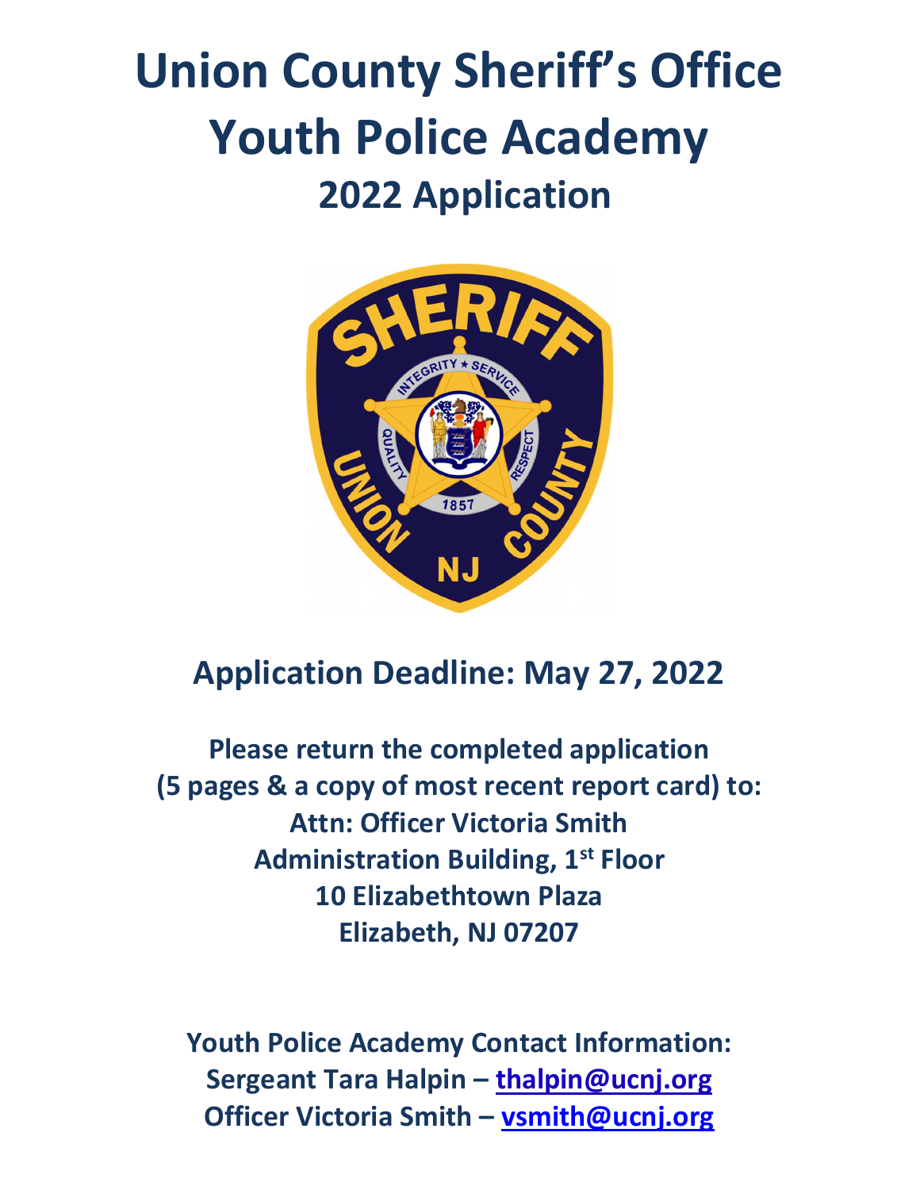# Union County Sheriff's Office Youth Police Academy

## 2022 Application

**Application Deadline: May 27, 2022**

**Please return the completed application (5 pages & a copy of most recent report card) to:**
**Attn: Officer Victoria Smith**
**Administration Building, 1st Floor**
**10 Elizabethtown Plaza**
**Elizabeth, NJ 07207**

**Youth Police Academy Contact Information:**
**Sergeant Tara Halpin – thalpin@ucnj.org**
**Officer Victoria Smith – vsmith@ucnj.org**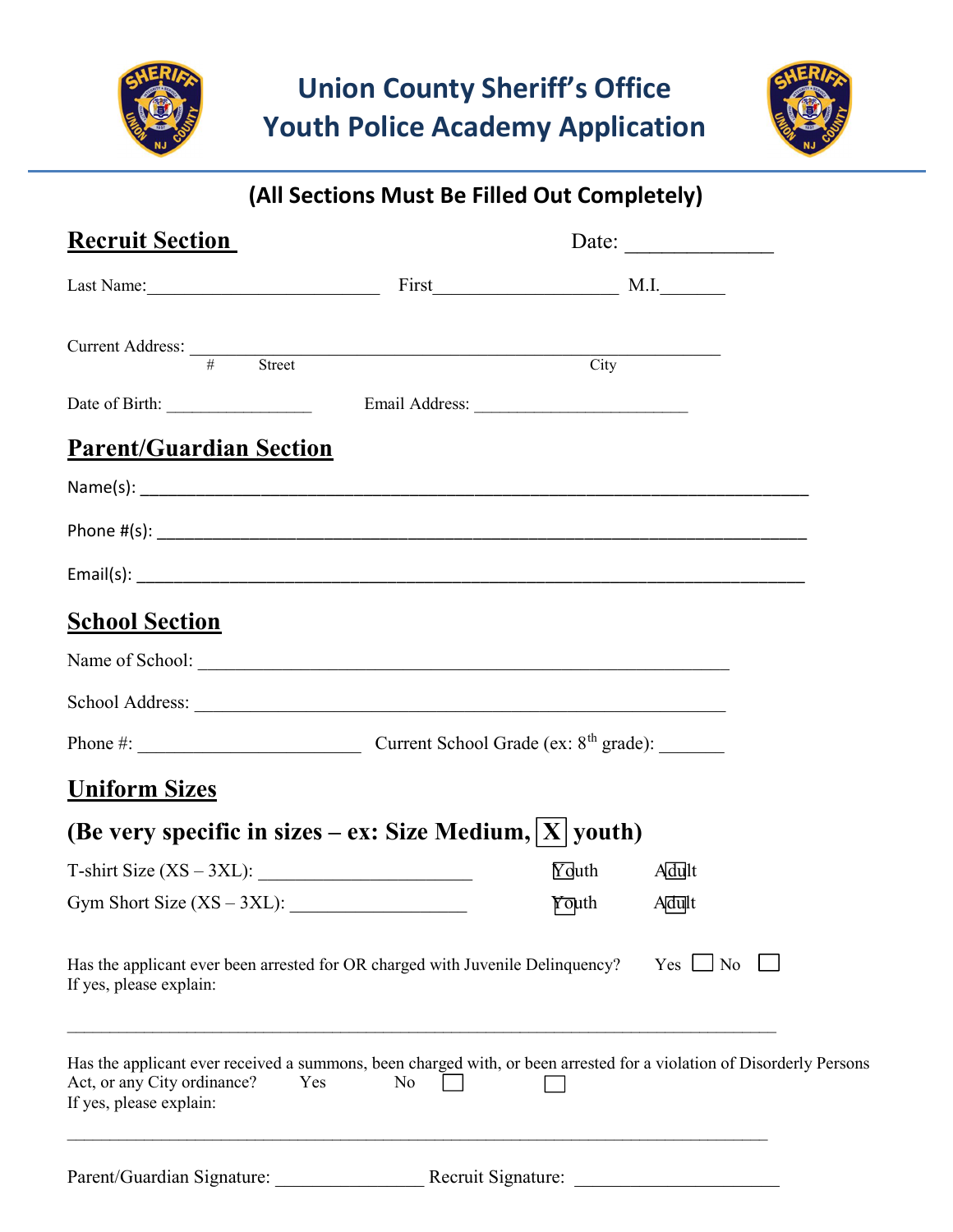# Union County Sheriff's Office
# Youth Police Academy Application

**(All Sections Must Be Filled Out Completely)**

## Recruit Section

Date: ______________

Last Name:_________________________ First____________________ M.I._______

Current Address: ___________________________________________________________
# Street City

Date of Birth: ________________ Email Address: ________________________

## Parent/Guardian Section

Name(s): ___________________________________________________________________

Phone #(s): _________________________________________________________________

Email(s): ___________________________________________________________________

## School Section

Name of School: _____________________________________________________________

School Address: _____________________________________________________________

Phone #: ________________________ Current School Grade (ex: 8th grade): _______

## Uniform Sizes

**(Be very specific in sizes – ex: Size Medium, ☒ youth)**

T-shirt Size (XS – 3XL): ______________________ ☐ Youth ☐ Adult

Gym Short Size (XS – 3XL): __________________ ☐ Youth ☐ Adult

Has the applicant ever been arrested for OR charged with Juvenile Delinquency? Yes ☐ No ☐
If yes, please explain:

_____________________________________________________________________________

Has the applicant ever received a summons, been charged with, or been arrested for a violation of Disorderly Persons Act, or any City ordinance? Yes ☐ No ☐
If yes, please explain:

_____________________________________________________________________________

Parent/Guardian Signature: _______________ Recruit Signature: _____________________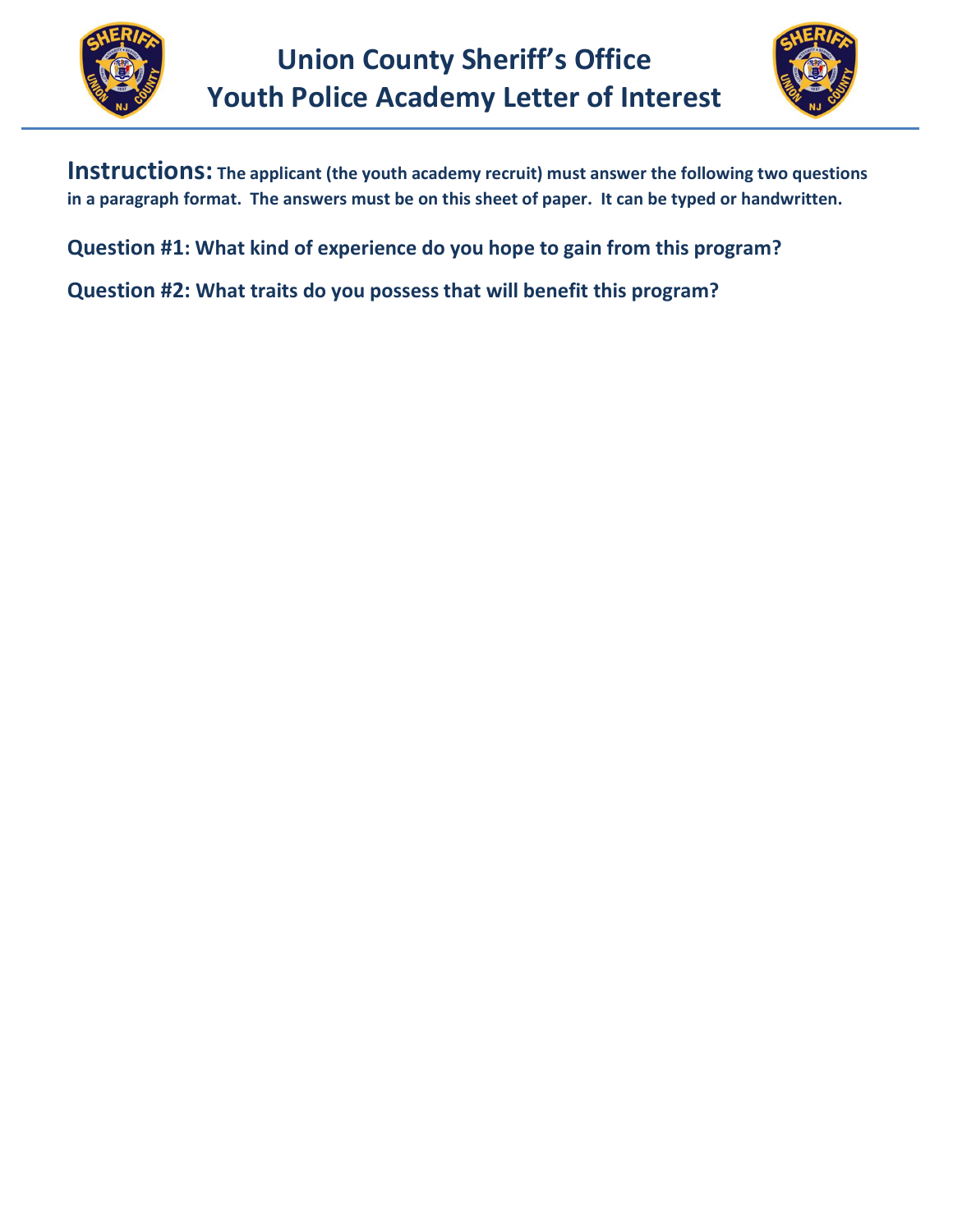# Union County Sheriff's Office
# Youth Police Academy Letter of Interest

**Instructions: The applicant (the youth academy recruit) must answer the following two questions in a paragraph format. The answers must be on this sheet of paper. It can be typed or handwritten.**

**Question #1: What kind of experience do you hope to gain from this program?**

**Question #2: What traits do you possess that will benefit this program?**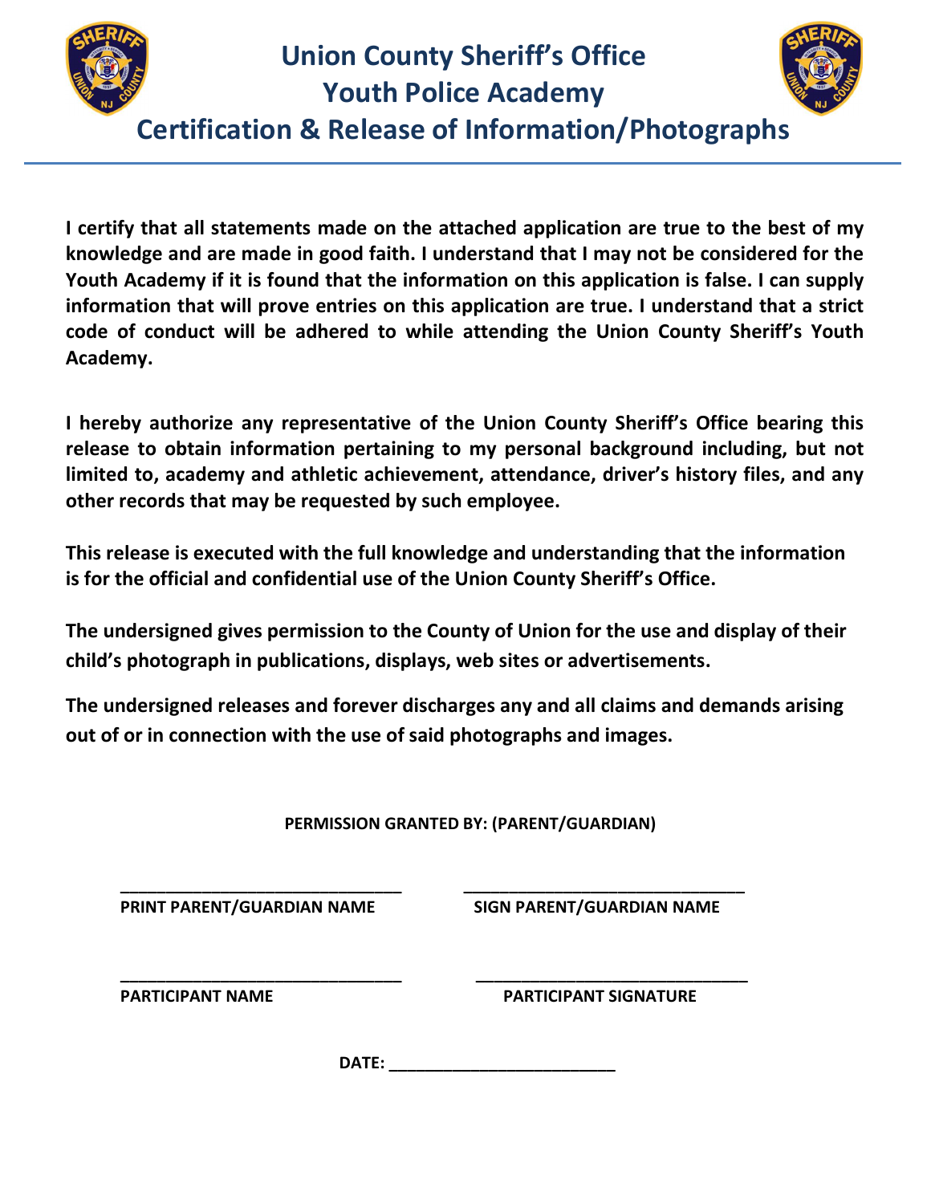# Union County Sheriff's Office
# Youth Police Academy
## Certification & Release of Information/Photographs

**I certify that all statements made on the attached application are true to the best of my knowledge and are made in good faith. I understand that I may not be considered for the Youth Academy if it is found that the information on this application is false. I can supply information that will prove entries on this application are true. I understand that a strict code of conduct will be adhered to while attending the Union County Sheriff's Youth Academy.**

**I hereby authorize any representative of the Union County Sheriff's Office bearing this release to obtain information pertaining to my personal background including, but not limited to, academy and athletic achievement, attendance, driver's history files, and any other records that may be requested by such employee.**

**This release is executed with the full knowledge and understanding that the information is for the official and confidential use of the Union County Sheriff's Office.**

**The undersigned gives permission to the County of Union for the use and display of their child's photograph in publications, displays, web sites or advertisements.**

**The undersigned releases and forever discharges any and all claims and demands arising out of or in connection with the use of said photographs and images.**

**PERMISSION GRANTED BY: (PARENT/GUARDIAN)**

______________________________ ______________________________

**PRINT PARENT/GUARDIAN NAME** **SIGN PARENT/GUARDIAN NAME**

______________________________ ______________________________

**PARTICIPANT NAME** **PARTICIPANT SIGNATURE**

**DATE:** ________________________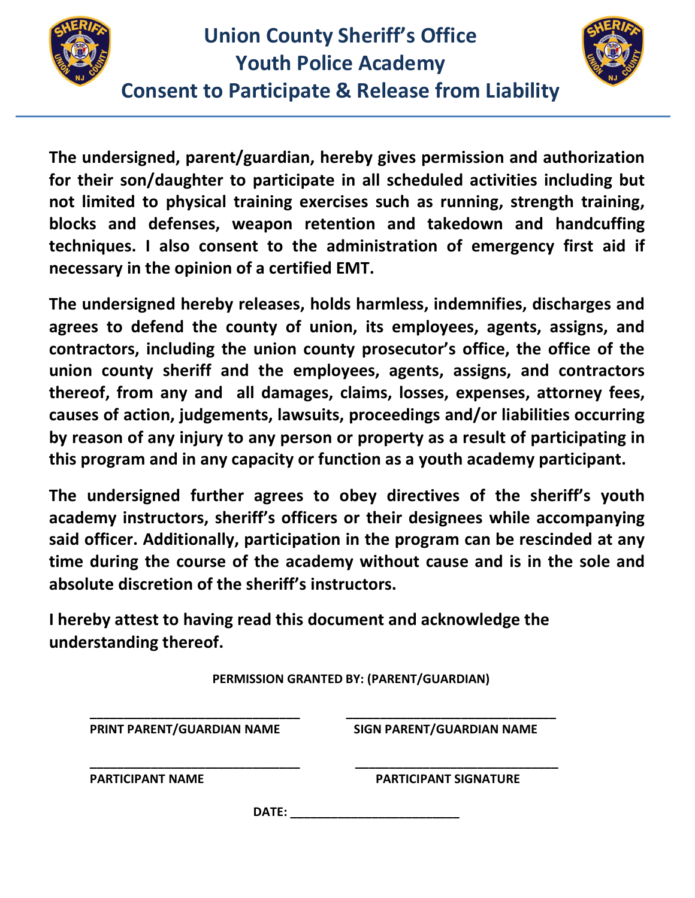# Union County Sheriff's Office
# Youth Police Academy
# Consent to Participate & Release from Liability

**The undersigned, parent/guardian, hereby gives permission and authorization for their son/daughter to participate in all scheduled activities including but not limited to physical training exercises such as running, strength training, blocks and defenses, weapon retention and takedown and handcuffing techniques. I also consent to the administration of emergency first aid if necessary in the opinion of a certified EMT.**

**The undersigned hereby releases, holds harmless, indemnifies, discharges and agrees to defend the county of union, its employees, agents, assigns, and contractors, including the union county prosecutor's office, the office of the union county sheriff and the employees, agents, assigns, and contractors thereof, from any and all damages, claims, losses, expenses, attorney fees, causes of action, judgements, lawsuits, proceedings and/or liabilities occurring by reason of any injury to any person or property as a result of participating in this program and in any capacity or function as a youth academy participant.**

**The undersigned further agrees to obey directives of the sheriff's youth academy instructors, sheriff's officers or their designees while accompanying said officer. Additionally, participation in the program can be rescinded at any time during the course of the academy without cause and is in the sole and absolute discretion of the sheriff's instructors.**

**I hereby attest to having read this document and acknowledge the understanding thereof.**

**PERMISSION GRANTED BY: (PARENT/GUARDIAN)**

| | |
|---|---|
| ______________________________ | ______________________________ |
| **PRINT PARENT/GUARDIAN NAME** | **SIGN PARENT/GUARDIAN NAME** |
| ______________________________ | ______________________________ |
| **PARTICIPANT NAME** | **PARTICIPANT SIGNATURE** |

**DATE:** ________________________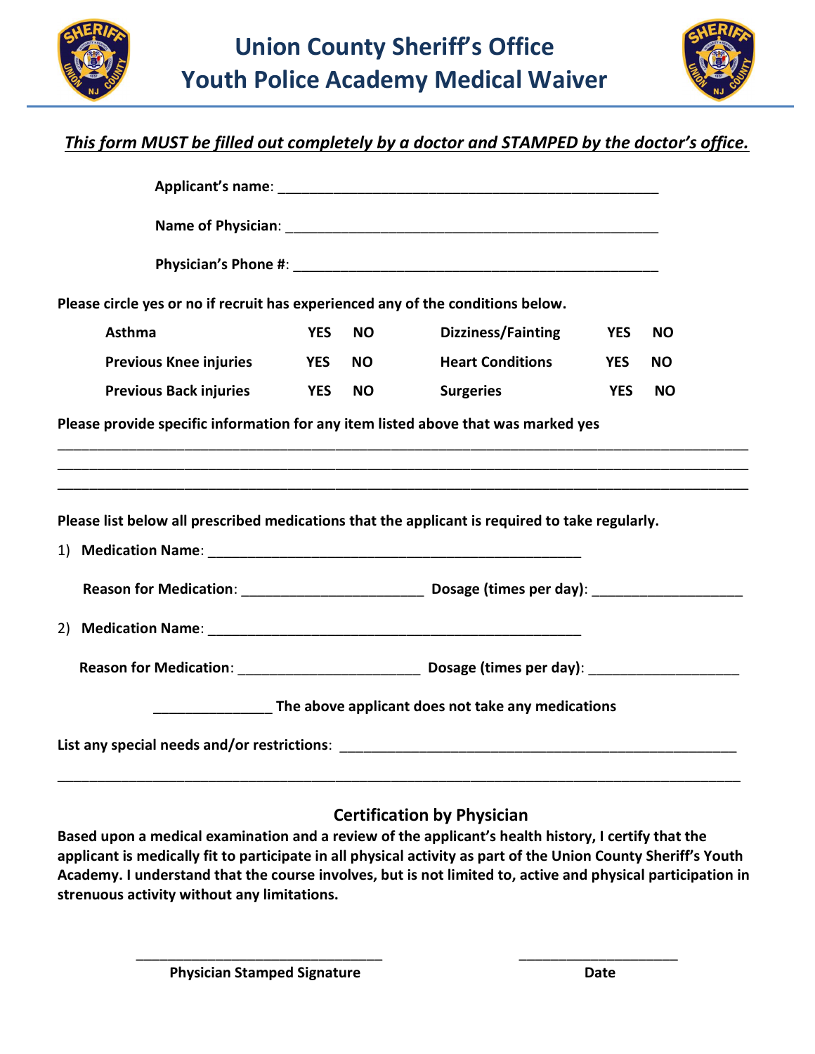# Union County Sheriff's Office
# Youth Police Academy Medical Waiver

***This form MUST be filled out completely by a doctor and STAMPED by the doctor's office.***

**Applicant's name**: ________________________________________________

**Name of Physician**: ________________________________________________

**Physician's Phone #**: ______________________________________________

**Please circle yes or no if recruit has experienced any of the conditions below.**

| | | | | | |
|---|---|---|---|---|---|
| **Asthma** | **YES** | **NO** | **Dizziness/Fainting** | **YES** | **NO** |
| **Previous Knee injuries** | **YES** | **NO** | **Heart Conditions** | **YES** | **NO** |
| **Previous Back injuries** | **YES** | **NO** | **Surgeries** | **YES** | **NO** |

**Please provide specific information for any item listed above that was marked yes**

_______________________________________________________________________________

_______________________________________________________________________________

_______________________________________________________________________________

**Please list below all prescribed medications that the applicant is required to take regularly.**

1) **Medication Name**: ________________________________________________

**Reason for Medication**: ______________________ **Dosage (times per day)**: __________________

2) **Medication Name**: ________________________________________________

**Reason for Medication**: ______________________ **Dosage (times per day)**: __________________

______________ **The above applicant does not take any medications**

**List any special needs and/or restrictions**: _______________________________________________

_______________________________________________________________________________

## Certification by Physician

**Based upon a medical examination and a review of the applicant's health history, I certify that the applicant is medically fit to participate in all physical activity as part of the Union County Sheriff's Youth Academy. I understand that the course involves, but is not limited to, active and physical participation in strenuous activity without any limitations.**

_______________________________ _____________________

**Physician Stamped Signature** **Date**